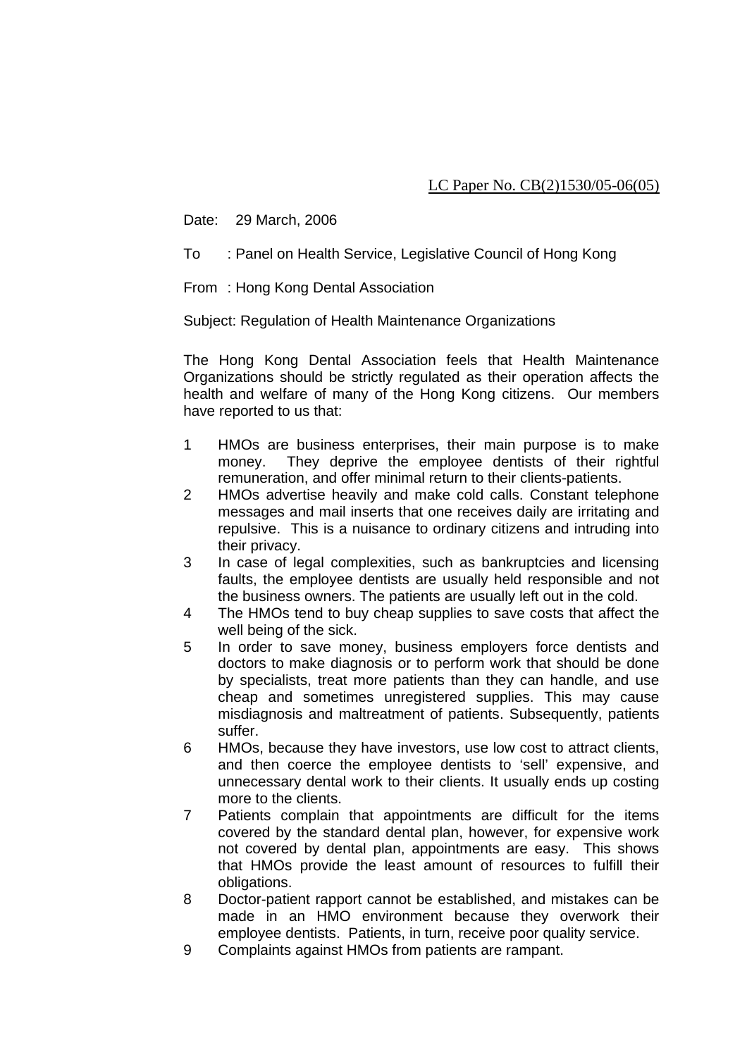LC Paper No. CB(2)1530/05-06(05)

Date: 29 March, 2006

To : Panel on Health Service, Legislative Council of Hong Kong

From : Hong Kong Dental Association

Subject: Regulation of Health Maintenance Organizations

The Hong Kong Dental Association feels that Health Maintenance Organizations should be strictly regulated as their operation affects the health and welfare of many of the Hong Kong citizens. Our members have reported to us that:

1. HMOs are business enterprises, their main purpose is to make money. They deprive the employee dentists of their rightful remuneration, and offer minimal return to their clients-patients.
2. HMOs advertise heavily and make cold calls. Constant telephone messages and mail inserts that one receives daily are irritating and repulsive. This is a nuisance to ordinary citizens and intruding into their privacy.
3. In case of legal complexities, such as bankruptcies and licensing faults, the employee dentists are usually held responsible and not the business owners. The patients are usually left out in the cold.
4. The HMOs tend to buy cheap supplies to save costs that affect the well being of the sick.
5. In order to save money, business employers force dentists and doctors to make diagnosis or to perform work that should be done by specialists, treat more patients than they can handle, and use cheap and sometimes unregistered supplies. This may cause misdiagnosis and maltreatment of patients. Subsequently, patients suffer.
6. HMOs, because they have investors, use low cost to attract clients, and then coerce the employee dentists to 'sell' expensive, and unnecessary dental work to their clients. It usually ends up costing more to the clients.
7. Patients complain that appointments are difficult for the items covered by the standard dental plan, however, for expensive work not covered by dental plan, appointments are easy. This shows that HMOs provide the least amount of resources to fulfill their obligations.
8. Doctor-patient rapport cannot be established, and mistakes can be made in an HMO environment because they overwork their employee dentists. Patients, in turn, receive poor quality service.
9. Complaints against HMOs from patients are rampant.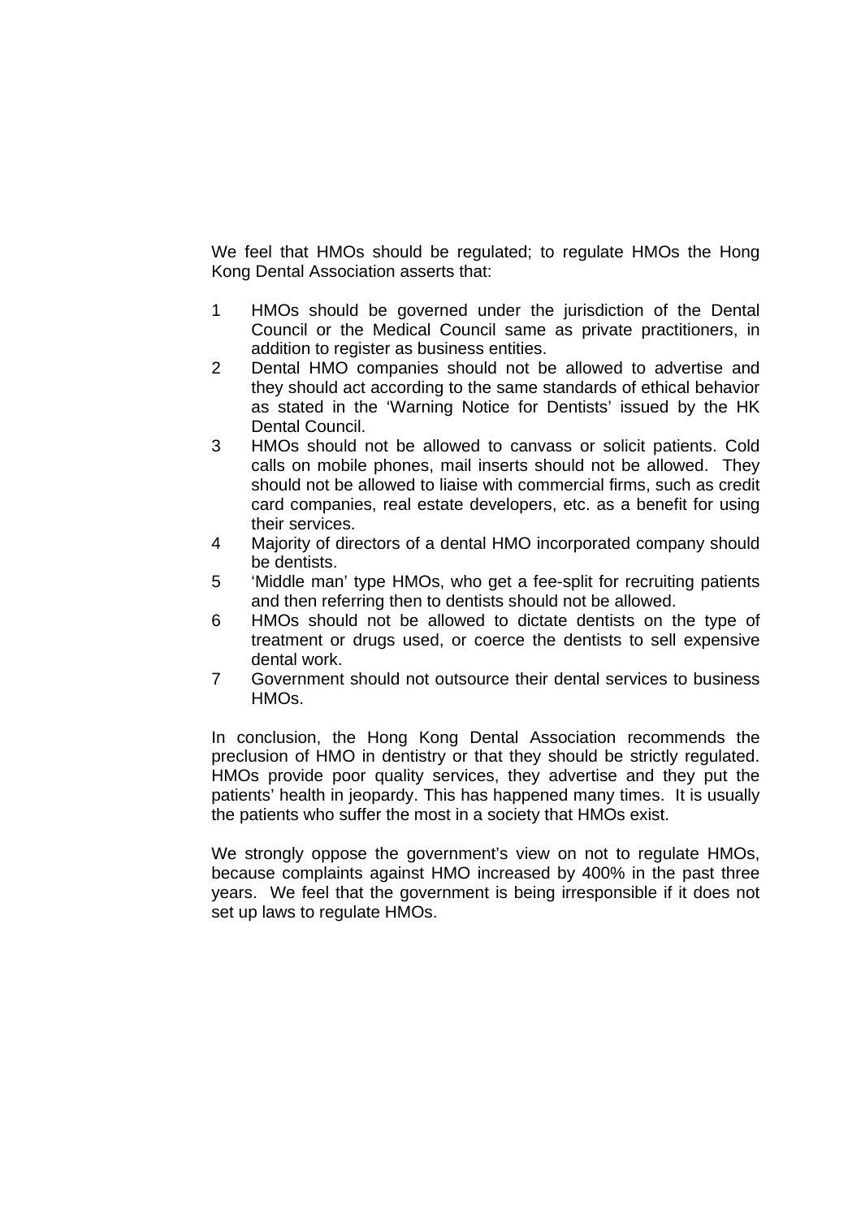We feel that HMOs should be regulated; to regulate HMOs the Hong Kong Dental Association asserts that:

1. HMOs should be governed under the jurisdiction of the Dental Council or the Medical Council same as private practitioners, in addition to register as business entities.
2. Dental HMO companies should not be allowed to advertise and they should act according to the same standards of ethical behavior as stated in the 'Warning Notice for Dentists' issued by the HK Dental Council.
3. HMOs should not be allowed to canvass or solicit patients. Cold calls on mobile phones, mail inserts should not be allowed. They should not be allowed to liaise with commercial firms, such as credit card companies, real estate developers, etc. as a benefit for using their services.
4. Majority of directors of a dental HMO incorporated company should be dentists.
5. 'Middle man' type HMOs, who get a fee-split for recruiting patients and then referring then to dentists should not be allowed.
6. HMOs should not be allowed to dictate dentists on the type of treatment or drugs used, or coerce the dentists to sell expensive dental work.
7. Government should not outsource their dental services to business HMOs.

In conclusion, the Hong Kong Dental Association recommends the preclusion of HMO in dentistry or that they should be strictly regulated. HMOs provide poor quality services, they advertise and they put the patients' health in jeopardy. This has happened many times. It is usually the patients who suffer the most in a society that HMOs exist.

We strongly oppose the government's view on not to regulate HMOs, because complaints against HMO increased by 400% in the past three years. We feel that the government is being irresponsible if it does not set up laws to regulate HMOs.